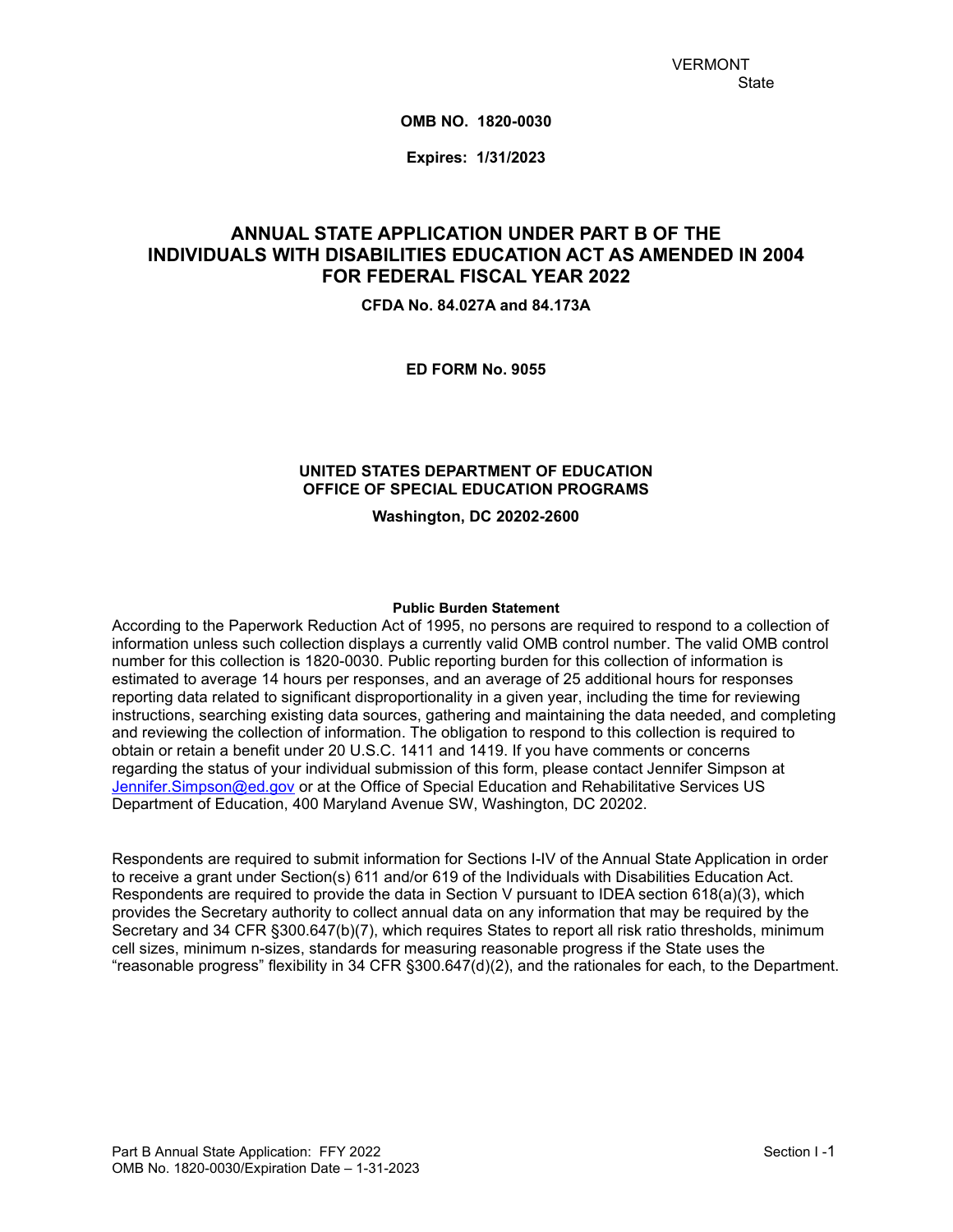VERMONT
State

**OMB NO. 1820-0030**

**Expires: 1/31/2023**

# ANNUAL STATE APPLICATION UNDER PART B OF THE INDIVIDUALS WITH DISABILITIES EDUCATION ACT AS AMENDED IN 2004 FOR FEDERAL FISCAL YEAR 2022

**CFDA No. 84.027A and 84.173A**

**ED FORM No. 9055**

**UNITED STATES DEPARTMENT OF EDUCATION**
**OFFICE OF SPECIAL EDUCATION PROGRAMS**

**Washington, DC 20202-2600**

**Public Burden Statement**

According to the Paperwork Reduction Act of 1995, no persons are required to respond to a collection of information unless such collection displays a currently valid OMB control number. The valid OMB control number for this collection is 1820-0030. Public reporting burden for this collection of information is estimated to average 14 hours per responses, and an average of 25 additional hours for responses reporting data related to significant disproportionality in a given year, including the time for reviewing instructions, searching existing data sources, gathering and maintaining the data needed, and completing and reviewing the collection of information. The obligation to respond to this collection is required to obtain or retain a benefit under 20 U.S.C. 1411 and 1419. If you have comments or concerns regarding the status of your individual submission of this form, please contact Jennifer Simpson at Jennifer.Simpson@ed.gov or at the Office of Special Education and Rehabilitative Services US Department of Education, 400 Maryland Avenue SW, Washington, DC 20202.

Respondents are required to submit information for Sections I-IV of the Annual State Application in order to receive a grant under Section(s) 611 and/or 619 of the Individuals with Disabilities Education Act. Respondents are required to provide the data in Section V pursuant to IDEA section 618(a)(3), which provides the Secretary authority to collect annual data on any information that may be required by the Secretary and 34 CFR §300.647(b)(7), which requires States to report all risk ratio thresholds, minimum cell sizes, minimum n-sizes, standards for measuring reasonable progress if the State uses the "reasonable progress" flexibility in 34 CFR §300.647(d)(2), and the rationales for each, to the Department.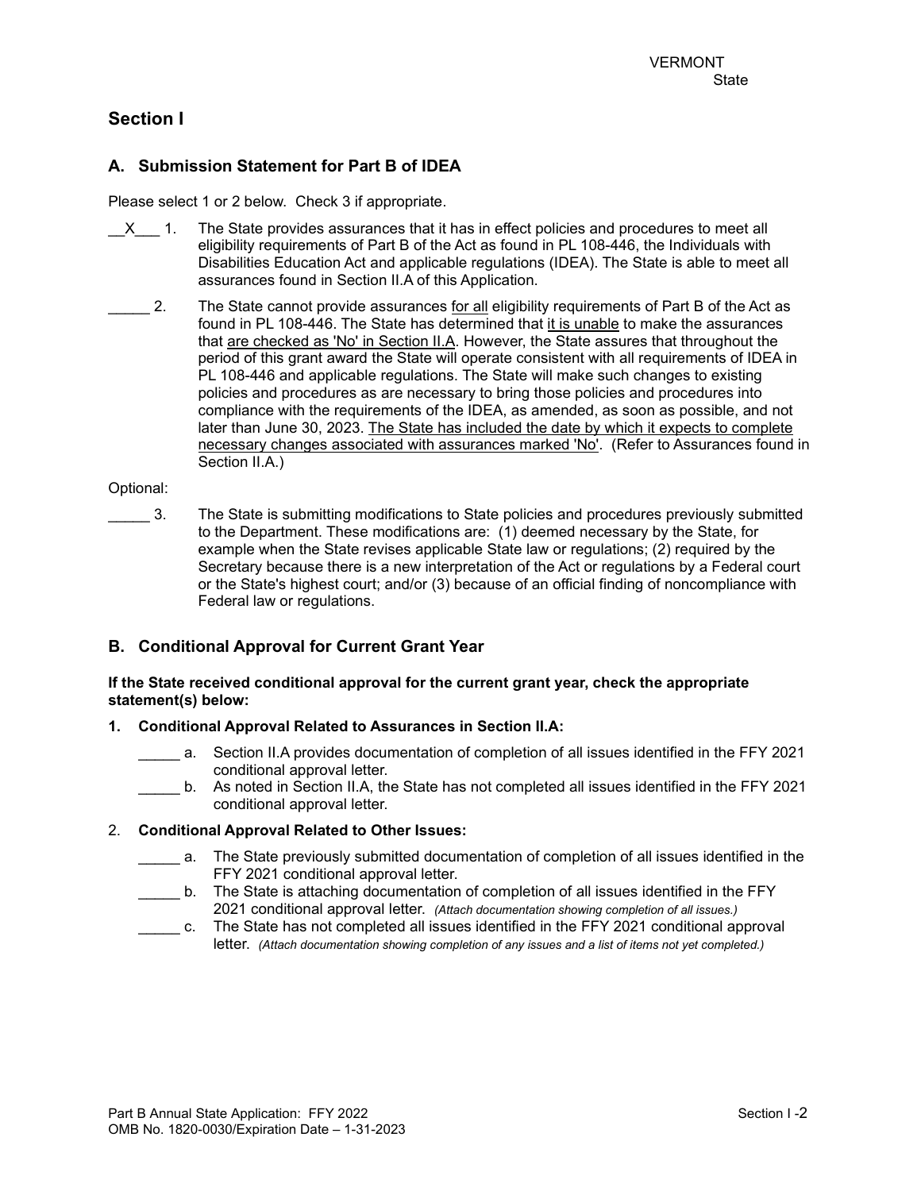VERMONT
State

## Section I

### A. Submission Statement for Part B of IDEA

Please select 1 or 2 below. Check 3 if appropriate.

__X___ 1. The State provides assurances that it has in effect policies and procedures to meet all eligibility requirements of Part B of the Act as found in PL 108-446, the Individuals with Disabilities Education Act and applicable regulations (IDEA). The State is able to meet all assurances found in Section II.A of this Application.

_____ 2. The State cannot provide assurances for all eligibility requirements of Part B of the Act as found in PL 108-446. The State has determined that it is unable to make the assurances that are checked as 'No' in Section II.A. However, the State assures that throughout the period of this grant award the State will operate consistent with all requirements of IDEA in PL 108-446 and applicable regulations. The State will make such changes to existing policies and procedures as are necessary to bring those policies and procedures into compliance with the requirements of the IDEA, as amended, as soon as possible, and not later than June 30, 2023. The State has included the date by which it expects to complete necessary changes associated with assurances marked 'No'. (Refer to Assurances found in Section II.A.)

Optional:

_____ 3. The State is submitting modifications to State policies and procedures previously submitted to the Department. These modifications are: (1) deemed necessary by the State, for example when the State revises applicable State law or regulations; (2) required by the Secretary because there is a new interpretation of the Act or regulations by a Federal court or the State's highest court; and/or (3) because of an official finding of noncompliance with Federal law or regulations.

### B. Conditional Approval for Current Grant Year

**If the State received conditional approval for the current grant year, check the appropriate statement(s) below:**

**1. Conditional Approval Related to Assurances in Section II.A:**

_____ a. Section II.A provides documentation of completion of all issues identified in the FFY 2021 conditional approval letter.

_____ b. As noted in Section II.A, the State has not completed all issues identified in the FFY 2021 conditional approval letter.

2. **Conditional Approval Related to Other Issues:**

_____ a. The State previously submitted documentation of completion of all issues identified in the FFY 2021 conditional approval letter.

_____ b. The State is attaching documentation of completion of all issues identified in the FFY 2021 conditional approval letter. *(Attach documentation showing completion of all issues.)*

_____ c. The State has not completed all issues identified in the FFY 2021 conditional approval letter. *(Attach documentation showing completion of any issues and a list of items not yet completed.)*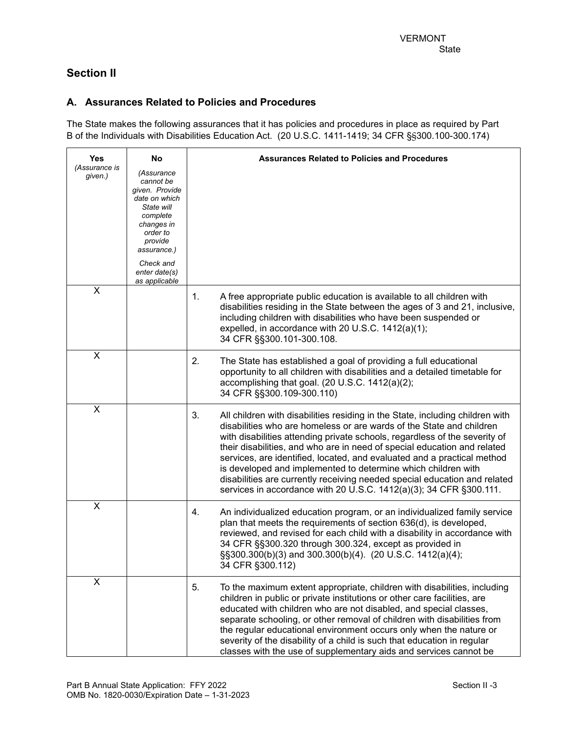VERMONT
State

## Section II

### A. Assurances Related to Policies and Procedures

The State makes the following assurances that it has policies and procedures in place as required by Part B of the Individuals with Disabilities Education Act. (20 U.S.C. 1411-1419; 34 CFR §§300.100-300.174)

| Yes *(Assurance is given.)* | No *(Assurance cannot be given. Provide date on which State will complete changes in order to provide assurance.)* *Check and enter date(s) as applicable* | Assurances Related to Policies and Procedures |
|---|---|---|
| X | | 1. A free appropriate public education is available to all children with disabilities residing in the State between the ages of 3 and 21, inclusive, including children with disabilities who have been suspended or expelled, in accordance with 20 U.S.C. 1412(a)(1); 34 CFR §§300.101-300.108. |
| X | | 2. The State has established a goal of providing a full educational opportunity to all children with disabilities and a detailed timetable for accomplishing that goal. (20 U.S.C. 1412(a)(2); 34 CFR §§300.109-300.110) |
| X | | 3. All children with disabilities residing in the State, including children with disabilities who are homeless or are wards of the State and children with disabilities attending private schools, regardless of the severity of their disabilities, and who are in need of special education and related services, are identified, located, and evaluated and a practical method is developed and implemented to determine which children with disabilities are currently receiving needed special education and related services in accordance with 20 U.S.C. 1412(a)(3); 34 CFR §300.111. |
| X | | 4. An individualized education program, or an individualized family service plan that meets the requirements of section 636(d), is developed, reviewed, and revised for each child with a disability in accordance with 34 CFR §§300.320 through 300.324, except as provided in §§300.300(b)(3) and 300.300(b)(4). (20 U.S.C. 1412(a)(4); 34 CFR §300.112) |
| X | | 5. To the maximum extent appropriate, children with disabilities, including children in public or private institutions or other care facilities, are educated with children who are not disabled, and special classes, separate schooling, or other removal of children with disabilities from the regular educational environment occurs only when the nature or severity of the disability of a child is such that education in regular classes with the use of supplementary aids and services cannot be |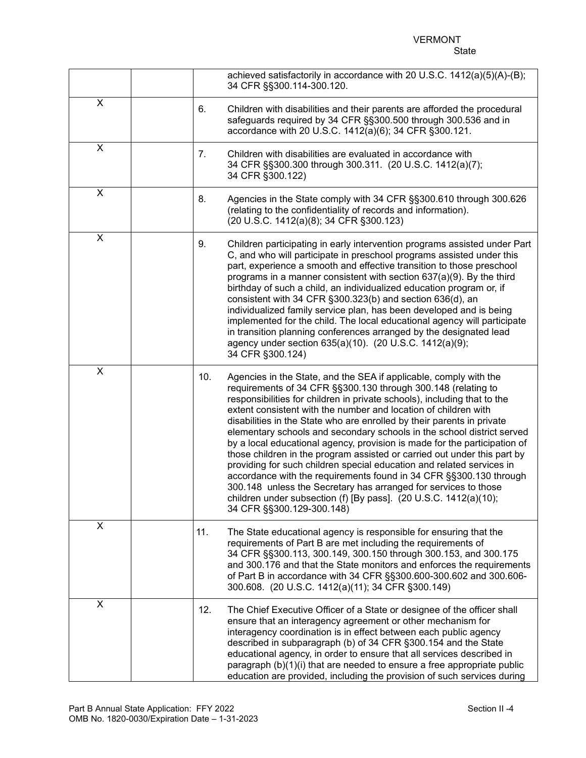VERMONT
State

| | | | |
|---|---|---|---|
| | | | achieved satisfactorily in accordance with 20 U.S.C. 1412(a)(5)(A)-(B); 34 CFR §§300.114-300.120. |
| X | | 6. | Children with disabilities and their parents are afforded the procedural safeguards required by 34 CFR §§300.500 through 300.536 and in accordance with 20 U.S.C. 1412(a)(6); 34 CFR §300.121. |
| X | | 7. | Children with disabilities are evaluated in accordance with 34 CFR §§300.300 through 300.311. (20 U.S.C. 1412(a)(7); 34 CFR §300.122) |
| X | | 8. | Agencies in the State comply with 34 CFR §§300.610 through 300.626 (relating to the confidentiality of records and information). (20 U.S.C. 1412(a)(8); 34 CFR §300.123) |
| X | | 9. | Children participating in early intervention programs assisted under Part C, and who will participate in preschool programs assisted under this part, experience a smooth and effective transition to those preschool programs in a manner consistent with section 637(a)(9). By the third birthday of such a child, an individualized education program or, if consistent with 34 CFR §300.323(b) and section 636(d), an individualized family service plan, has been developed and is being implemented for the child. The local educational agency will participate in transition planning conferences arranged by the designated lead agency under section 635(a)(10). (20 U.S.C. 1412(a)(9); 34 CFR §300.124) |
| X | | 10. | Agencies in the State, and the SEA if applicable, comply with the requirements of 34 CFR §§300.130 through 300.148 (relating to responsibilities for children in private schools), including that to the extent consistent with the number and location of children with disabilities in the State who are enrolled by their parents in private elementary schools and secondary schools in the school district served by a local educational agency, provision is made for the participation of those children in the program assisted or carried out under this part by providing for such children special education and related services in accordance with the requirements found in 34 CFR §§300.130 through 300.148 unless the Secretary has arranged for services to those children under subsection (f) [By pass]. (20 U.S.C. 1412(a)(10); 34 CFR §§300.129-300.148) |
| X | | 11. | The State educational agency is responsible for ensuring that the requirements of Part B are met including the requirements of 34 CFR §§300.113, 300.149, 300.150 through 300.153, and 300.175 and 300.176 and that the State monitors and enforces the requirements of Part B in accordance with 34 CFR §§300.600-300.602 and 300.606-300.608. (20 U.S.C. 1412(a)(11); 34 CFR §300.149) |
| X | | 12. | The Chief Executive Officer of a State or designee of the officer shall ensure that an interagency agreement or other mechanism for interagency coordination is in effect between each public agency described in subparagraph (b) of 34 CFR §300.154 and the State educational agency, in order to ensure that all services described in paragraph (b)(1)(i) that are needed to ensure a free appropriate public education are provided, including the provision of such services during |

Part B Annual State Application: FFY 2022
OMB No. 1820-0030/Expiration Date – 1-31-2023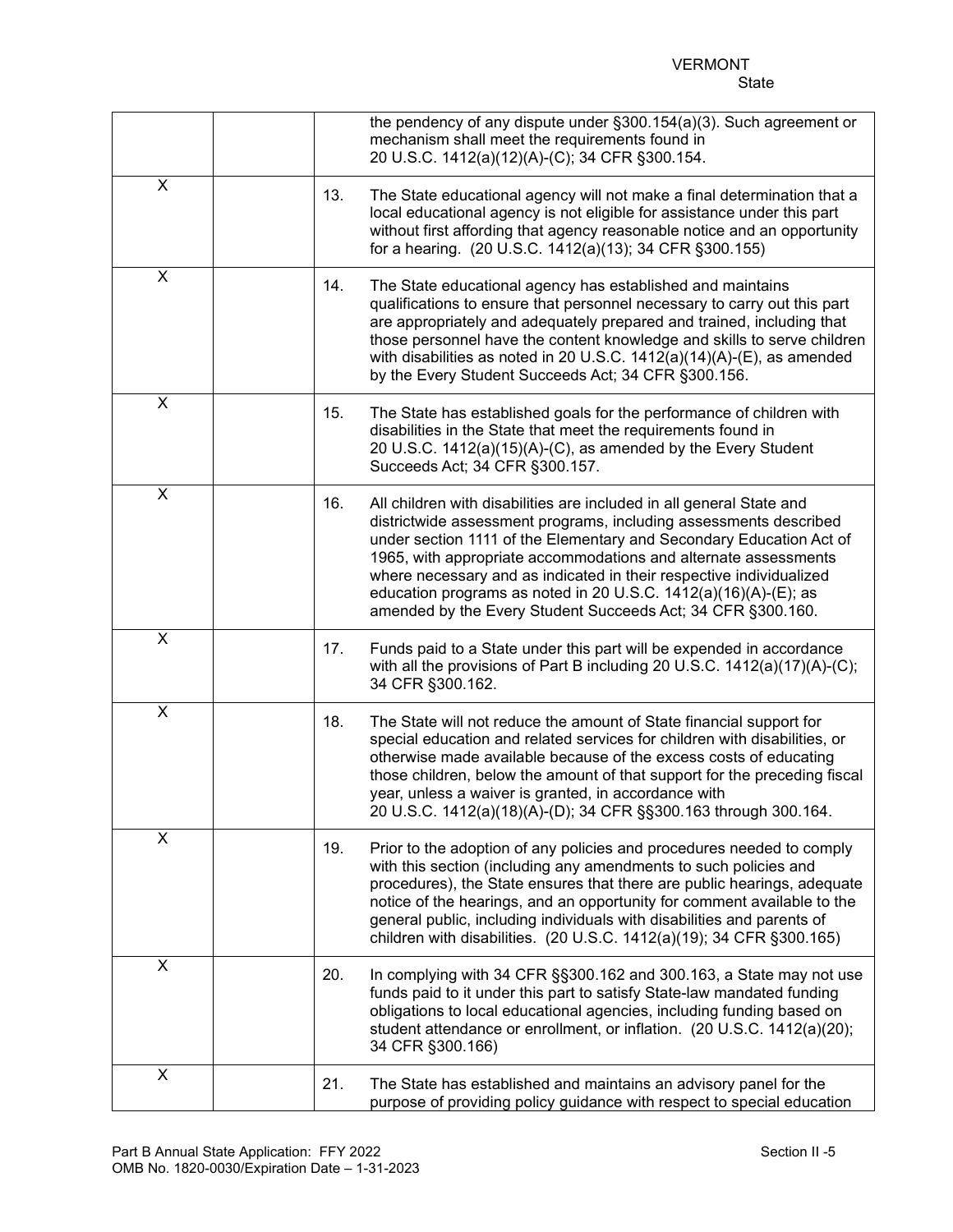VERMONT
State

| | | | |
|---|---|---|---|
| | | | the pendency of any dispute under §300.154(a)(3). Such agreement or mechanism shall meet the requirements found in 20 U.S.C. 1412(a)(12)(A)-(C); 34 CFR §300.154. |
| X | | 13. | The State educational agency will not make a final determination that a local educational agency is not eligible for assistance under this part without first affording that agency reasonable notice and an opportunity for a hearing. (20 U.S.C. 1412(a)(13); 34 CFR §300.155) |
| X | | 14. | The State educational agency has established and maintains qualifications to ensure that personnel necessary to carry out this part are appropriately and adequately prepared and trained, including that those personnel have the content knowledge and skills to serve children with disabilities as noted in 20 U.S.C. 1412(a)(14)(A)-(E), as amended by the Every Student Succeeds Act; 34 CFR §300.156. |
| X | | 15. | The State has established goals for the performance of children with disabilities in the State that meet the requirements found in 20 U.S.C. 1412(a)(15)(A)-(C), as amended by the Every Student Succeeds Act; 34 CFR §300.157. |
| X | | 16. | All children with disabilities are included in all general State and districtwide assessment programs, including assessments described under section 1111 of the Elementary and Secondary Education Act of 1965, with appropriate accommodations and alternate assessments where necessary and as indicated in their respective individualized education programs as noted in 20 U.S.C. 1412(a)(16)(A)-(E); as amended by the Every Student Succeeds Act; 34 CFR §300.160. |
| X | | 17. | Funds paid to a State under this part will be expended in accordance with all the provisions of Part B including 20 U.S.C. 1412(a)(17)(A)-(C); 34 CFR §300.162. |
| X | | 18. | The State will not reduce the amount of State financial support for special education and related services for children with disabilities, or otherwise made available because of the excess costs of educating those children, below the amount of that support for the preceding fiscal year, unless a waiver is granted, in accordance with 20 U.S.C. 1412(a)(18)(A)-(D); 34 CFR §§300.163 through 300.164. |
| X | | 19. | Prior to the adoption of any policies and procedures needed to comply with this section (including any amendments to such policies and procedures), the State ensures that there are public hearings, adequate notice of the hearings, and an opportunity for comment available to the general public, including individuals with disabilities and parents of children with disabilities. (20 U.S.C. 1412(a)(19); 34 CFR §300.165) |
| X | | 20. | In complying with 34 CFR §§300.162 and 300.163, a State may not use funds paid to it under this part to satisfy State-law mandated funding obligations to local educational agencies, including funding based on student attendance or enrollment, or inflation. (20 U.S.C. 1412(a)(20); 34 CFR §300.166) |
| X | | 21. | The State has established and maintains an advisory panel for the purpose of providing policy guidance with respect to special education |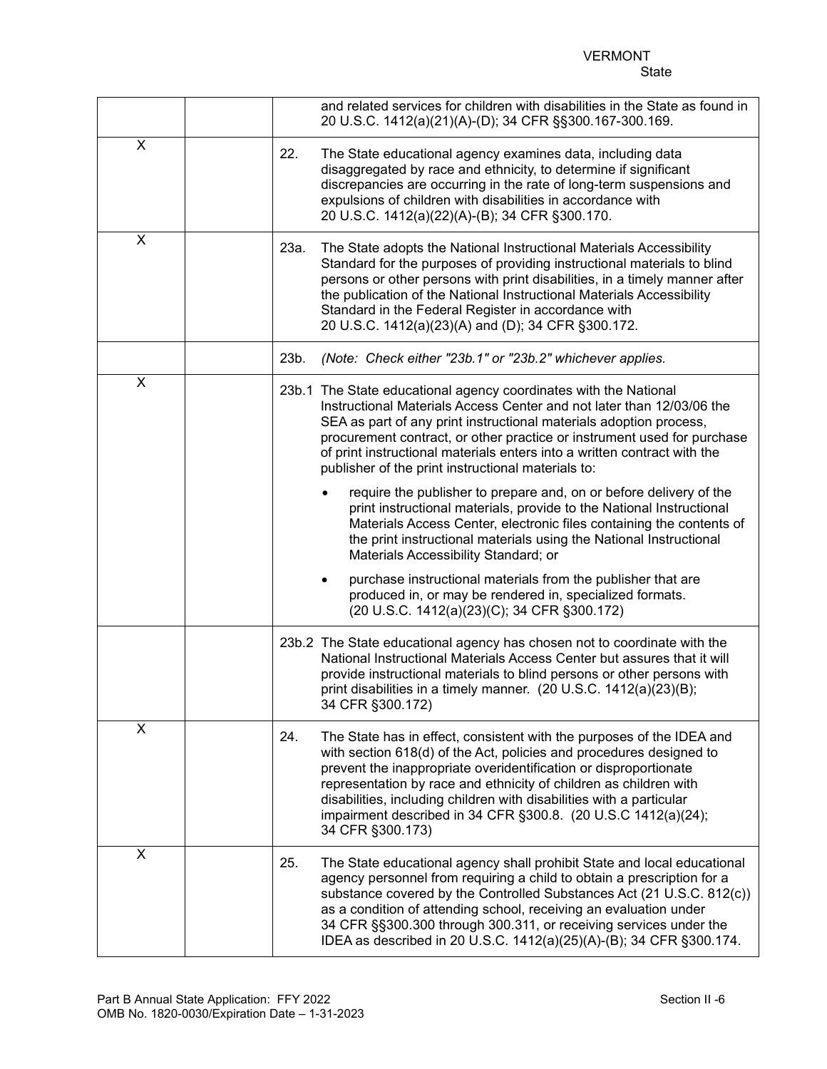| | | |
|---|---|---|
| | | and related services for children with disabilities in the State as found in 20 U.S.C. 1412(a)(21)(A)-(D); 34 CFR §§300.167-300.169. |
| X | | 22. The State educational agency examines data, including data disaggregated by race and ethnicity, to determine if significant discrepancies are occurring in the rate of long-term suspensions and expulsions of children with disabilities in accordance with 20 U.S.C. 1412(a)(22)(A)-(B); 34 CFR §300.170. |
| X | | 23a. The State adopts the National Instructional Materials Accessibility Standard for the purposes of providing instructional materials to blind persons or other persons with print disabilities, in a timely manner after the publication of the National Instructional Materials Accessibility Standard in the Federal Register in accordance with 20 U.S.C. 1412(a)(23)(A) and (D); 34 CFR §300.172. |
| | | 23b. *(Note: Check either "23b.1" or "23b.2" whichever applies.* |
| X | | 23b.1 The State educational agency coordinates with the National Instructional Materials Access Center and not later than 12/03/06 the SEA as part of any print instructional materials adoption process, procurement contract, or other practice or instrument used for purchase of print instructional materials enters into a written contract with the publisher of the print instructional materials to: <br>• require the publisher to prepare and, on or before delivery of the print instructional materials, provide to the National Instructional Materials Access Center, electronic files containing the contents of the print instructional materials using the National Instructional Materials Accessibility Standard; or <br>• purchase instructional materials from the publisher that are produced in, or may be rendered in, specialized formats. (20 U.S.C. 1412(a)(23)(C); 34 CFR §300.172) |
| | | 23b.2 The State educational agency has chosen not to coordinate with the National Instructional Materials Access Center but assures that it will provide instructional materials to blind persons or other persons with print disabilities in a timely manner. (20 U.S.C. 1412(a)(23)(B); 34 CFR §300.172) |
| X | | 24. The State has in effect, consistent with the purposes of the IDEA and with section 618(d) of the Act, policies and procedures designed to prevent the inappropriate overidentification or disproportionate representation by race and ethnicity of children as children with disabilities, including children with disabilities with a particular impairment described in 34 CFR §300.8. (20 U.S.C 1412(a)(24); 34 CFR §300.173) |
| X | | 25. The State educational agency shall prohibit State and local educational agency personnel from requiring a child to obtain a prescription for a substance covered by the Controlled Substances Act (21 U.S.C. 812(c)) as a condition of attending school, receiving an evaluation under 34 CFR §§300.300 through 300.311, or receiving services under the IDEA as described in 20 U.S.C. 1412(a)(25)(A)-(B); 34 CFR §300.174. |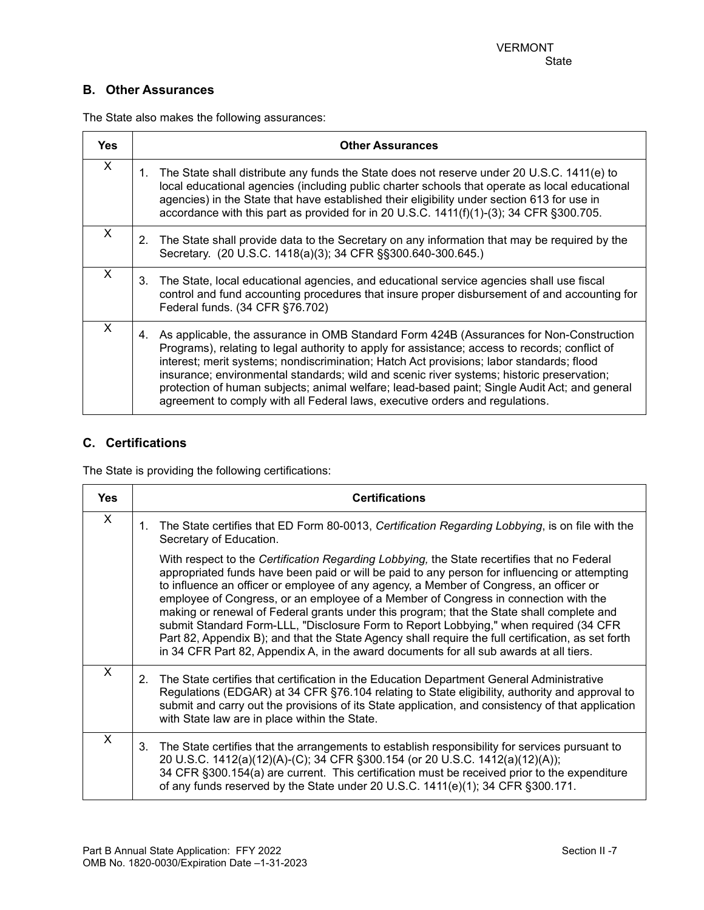VERMONT
State

## B. Other Assurances

The State also makes the following assurances:

| Yes | Other Assurances |
|---|---|
| X | 1. The State shall distribute any funds the State does not reserve under 20 U.S.C. 1411(e) to local educational agencies (including public charter schools that operate as local educational agencies) in the State that have established their eligibility under section 613 for use in accordance with this part as provided for in 20 U.S.C. 1411(f)(1)-(3); 34 CFR §300.705. |
| X | 2. The State shall provide data to the Secretary on any information that may be required by the Secretary. (20 U.S.C. 1418(a)(3); 34 CFR §§300.640-300.645.) |
| X | 3. The State, local educational agencies, and educational service agencies shall use fiscal control and fund accounting procedures that insure proper disbursement of and accounting for Federal funds. (34 CFR §76.702) |
| X | 4. As applicable, the assurance in OMB Standard Form 424B (Assurances for Non-Construction Programs), relating to legal authority to apply for assistance; access to records; conflict of interest; merit systems; nondiscrimination; Hatch Act provisions; labor standards; flood insurance; environmental standards; wild and scenic river systems; historic preservation; protection of human subjects; animal welfare; lead-based paint; Single Audit Act; and general agreement to comply with all Federal laws, executive orders and regulations. |

## C. Certifications

The State is providing the following certifications:

| Yes | Certifications |
|---|---|
| X | 1. The State certifies that ED Form 80-0013, *Certification Regarding Lobbying*, is on file with the Secretary of Education.<br><br>With respect to the *Certification Regarding Lobbying,* the State recertifies that no Federal appropriated funds have been paid or will be paid to any person for influencing or attempting to influence an officer or employee of any agency, a Member of Congress, an officer or employee of Congress, or an employee of a Member of Congress in connection with the making or renewal of Federal grants under this program; that the State shall complete and submit Standard Form-LLL, "Disclosure Form to Report Lobbying," when required (34 CFR Part 82, Appendix B); and that the State Agency shall require the full certification, as set forth in 34 CFR Part 82, Appendix A, in the award documents for all sub awards at all tiers. |
| X | 2. The State certifies that certification in the Education Department General Administrative Regulations (EDGAR) at 34 CFR §76.104 relating to State eligibility, authority and approval to submit and carry out the provisions of its State application, and consistency of that application with State law are in place within the State. |
| X | 3. The State certifies that the arrangements to establish responsibility for services pursuant to 20 U.S.C. 1412(a)(12)(A)-(C); 34 CFR §300.154 (or 20 U.S.C. 1412(a)(12)(A)); 34 CFR §300.154(a) are current. This certification must be received prior to the expenditure of any funds reserved by the State under 20 U.S.C. 1411(e)(1); 34 CFR §300.171. |

Part B Annual State Application: FFY 2022
OMB No. 1820-0030/Expiration Date –1-31-2023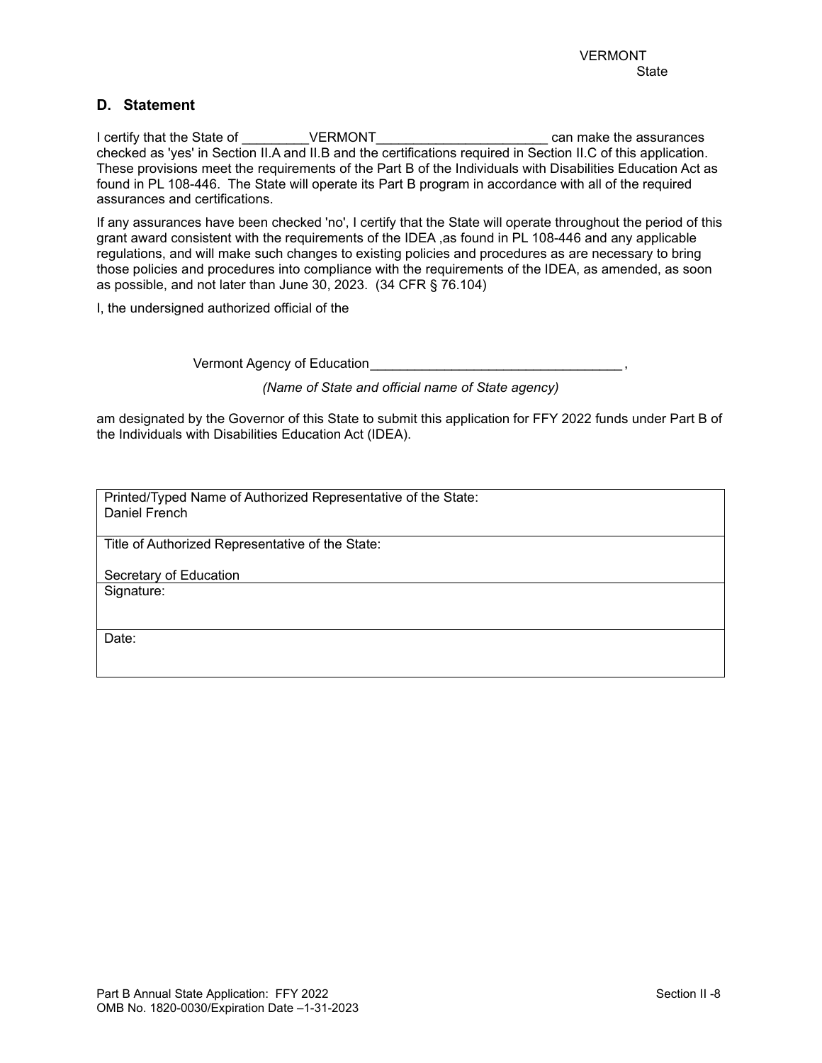VERMONT
State

## D. Statement

I certify that the State of _________VERMONT_______________________ can make the assurances checked as 'yes' in Section II.A and II.B and the certifications required in Section II.C of this application. These provisions meet the requirements of the Part B of the Individuals with Disabilities Education Act as found in PL 108-446. The State will operate its Part B program in accordance with all of the required assurances and certifications.

If any assurances have been checked 'no', I certify that the State will operate throughout the period of this grant award consistent with the requirements of the IDEA ,as found in PL 108-446 and any applicable regulations, and will make such changes to existing policies and procedures as are necessary to bring those policies and procedures into compliance with the requirements of the IDEA, as amended, as soon as possible, and not later than June 30, 2023. (34 CFR § 76.104)

I, the undersigned authorized official of the

Vermont Agency of Education___________________________________ ,

*(Name of State and official name of State agency)*

am designated by the Governor of this State to submit this application for FFY 2022 funds under Part B of the Individuals with Disabilities Education Act (IDEA).

| Printed/Typed Name of Authorized Representative of the State: Daniel French |
|---|
| Title of Authorized Representative of the State: Secretary of Education |
| Signature: |
| Date: |

Part B Annual State Application: FFY 2022
OMB No. 1820-0030/Expiration Date –1-31-2023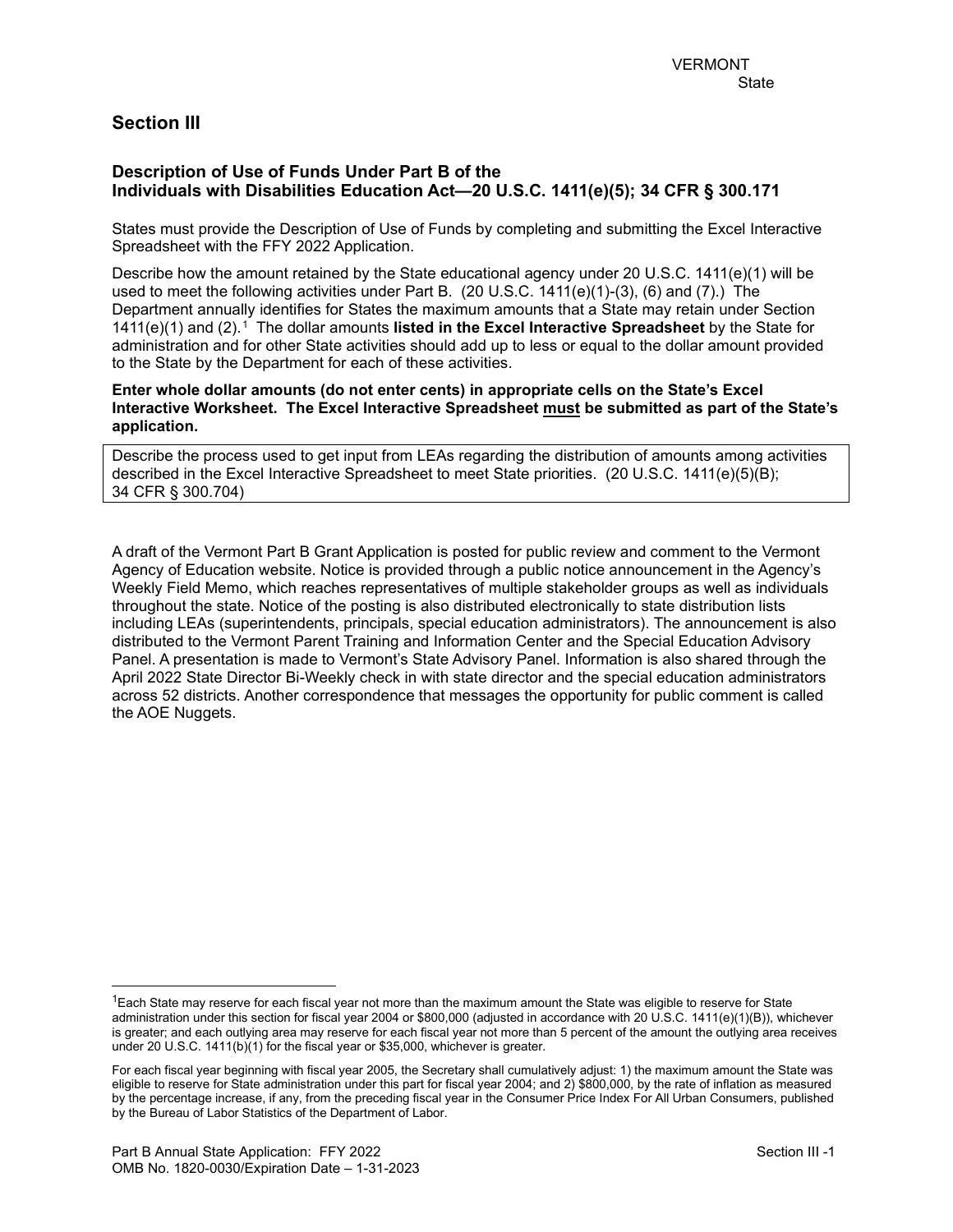VERMONT
State

## Section III

### Description of Use of Funds Under Part B of the Individuals with Disabilities Education Act—20 U.S.C. 1411(e)(5); 34 CFR § 300.171

States must provide the Description of Use of Funds by completing and submitting the Excel Interactive Spreadsheet with the FFY 2022 Application.

Describe how the amount retained by the State educational agency under 20 U.S.C. 1411(e)(1) will be used to meet the following activities under Part B. (20 U.S.C. 1411(e)(1)-(3), (6) and (7).) The Department annually identifies for States the maximum amounts that a State may retain under Section 1411(e)(1) and (2).[1] The dollar amounts **listed in the Excel Interactive Spreadsheet** by the State for administration and for other State activities should add up to less or equal to the dollar amount provided to the State by the Department for each of these activities.

**Enter whole dollar amounts (do not enter cents) in appropriate cells on the State's Excel Interactive Worksheet. The Excel Interactive Spreadsheet must be submitted as part of the State's application.**

Describe the process used to get input from LEAs regarding the distribution of amounts among activities described in the Excel Interactive Spreadsheet to meet State priorities. (20 U.S.C. 1411(e)(5)(B); 34 CFR § 300.704)

A draft of the Vermont Part B Grant Application is posted for public review and comment to the Vermont Agency of Education website. Notice is provided through a public notice announcement in the Agency's Weekly Field Memo, which reaches representatives of multiple stakeholder groups as well as individuals throughout the state. Notice of the posting is also distributed electronically to state distribution lists including LEAs (superintendents, principals, special education administrators). The announcement is also distributed to the Vermont Parent Training and Information Center and the Special Education Advisory Panel. A presentation is made to Vermont's State Advisory Panel. Information is also shared through the April 2022 State Director Bi-Weekly check in with state director and the special education administrators across 52 districts. Another correspondence that messages the opportunity for public comment is called the AOE Nuggets.

---

[1]Each State may reserve for each fiscal year not more than the maximum amount the State was eligible to reserve for State administration under this section for fiscal year 2004 or $800,000 (adjusted in accordance with 20 U.S.C. 1411(e)(1)(B)), whichever is greater; and each outlying area may reserve for each fiscal year not more than 5 percent of the amount the outlying area receives under 20 U.S.C. 1411(b)(1) for the fiscal year or $35,000, whichever is greater.

For each fiscal year beginning with fiscal year 2005, the Secretary shall cumulatively adjust: 1) the maximum amount the State was eligible to reserve for State administration under this part for fiscal year 2004; and 2) $800,000, by the rate of inflation as measured by the percentage increase, if any, from the preceding fiscal year in the Consumer Price Index For All Urban Consumers, published by the Bureau of Labor Statistics of the Department of Labor.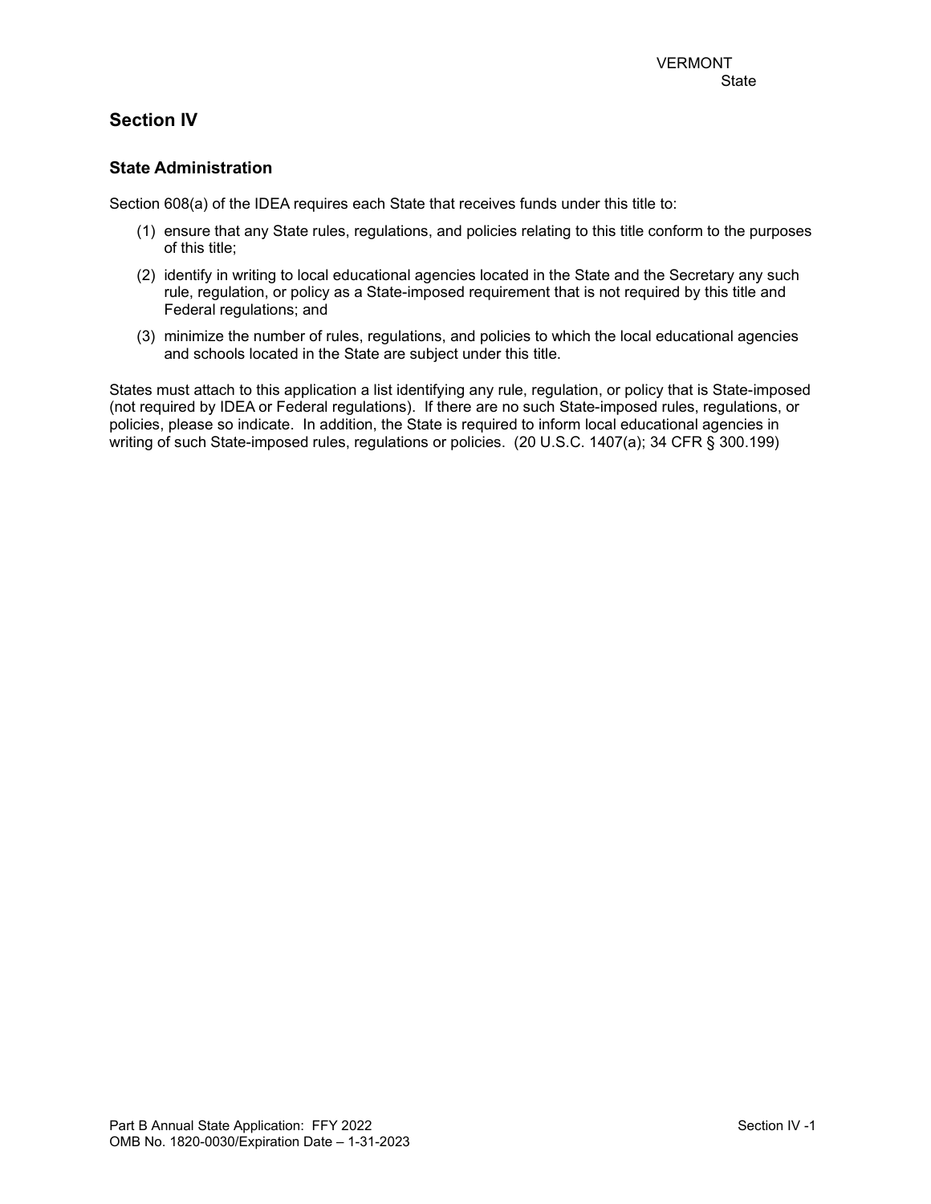VERMONT
State

## Section IV

### State Administration

Section 608(a) of the IDEA requires each State that receives funds under this title to:

(1) ensure that any State rules, regulations, and policies relating to this title conform to the purposes of this title;

(2) identify in writing to local educational agencies located in the State and the Secretary any such rule, regulation, or policy as a State-imposed requirement that is not required by this title and Federal regulations; and

(3) minimize the number of rules, regulations, and policies to which the local educational agencies and schools located in the State are subject under this title.

States must attach to this application a list identifying any rule, regulation, or policy that is State-imposed (not required by IDEA or Federal regulations). If there are no such State-imposed rules, regulations, or policies, please so indicate. In addition, the State is required to inform local educational agencies in writing of such State-imposed rules, regulations or policies. (20 U.S.C. 1407(a); 34 CFR § 300.199)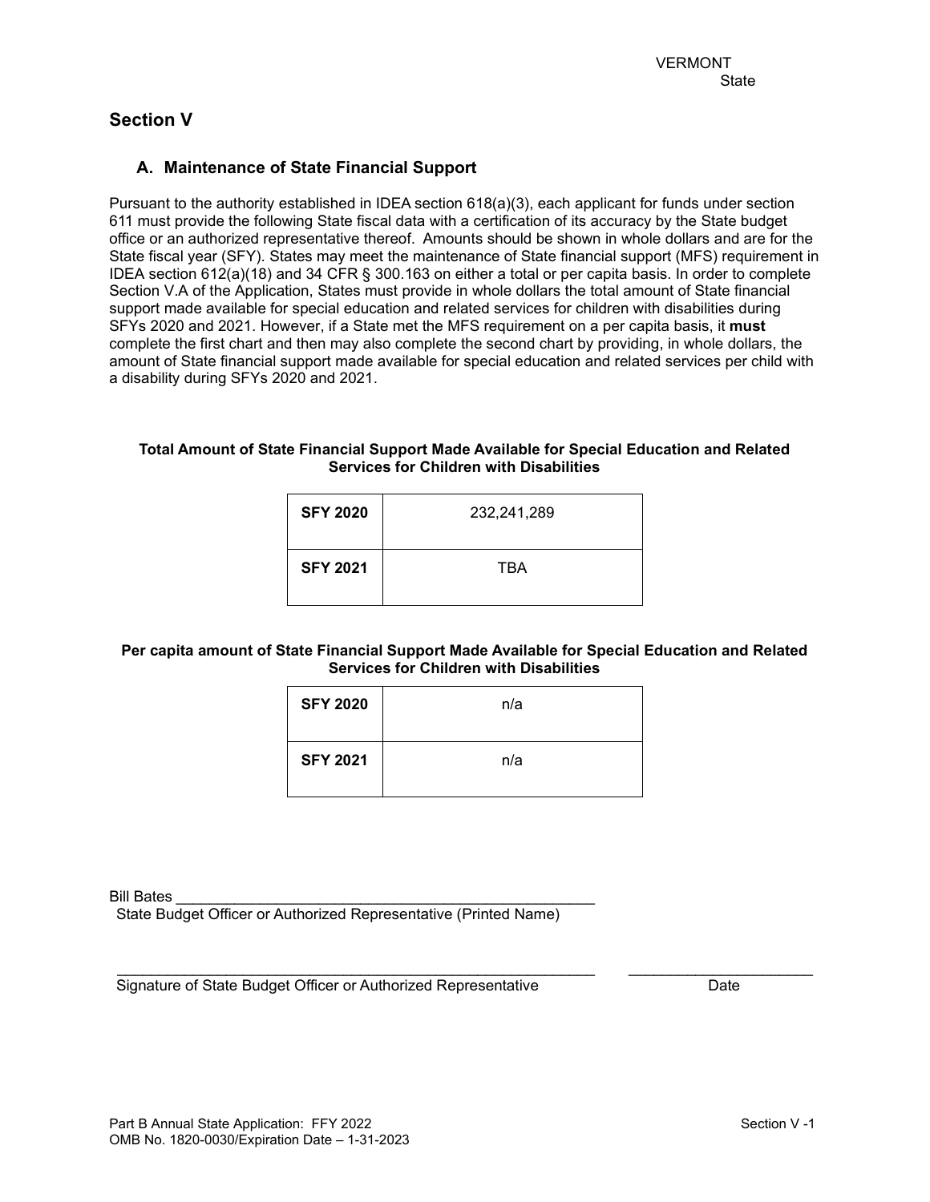VERMONT
State

## Section V

### A. Maintenance of State Financial Support

Pursuant to the authority established in IDEA section 618(a)(3), each applicant for funds under section 611 must provide the following State fiscal data with a certification of its accuracy by the State budget office or an authorized representative thereof. Amounts should be shown in whole dollars and are for the State fiscal year (SFY). States may meet the maintenance of State financial support (MFS) requirement in IDEA section 612(a)(18) and 34 CFR § 300.163 on either a total or per capita basis. In order to complete Section V.A of the Application, States must provide in whole dollars the total amount of State financial support made available for special education and related services for children with disabilities during SFYs 2020 and 2021. However, if a State met the MFS requirement on a per capita basis, it **must** complete the first chart and then may also complete the second chart by providing, in whole dollars, the amount of State financial support made available for special education and related services per child with a disability during SFYs 2020 and 2021.

**Total Amount of State Financial Support Made Available for Special Education and Related Services for Children with Disabilities**

| | |
|---|---|
| **SFY 2020** | 232,241,289 |
| **SFY 2021** | TBA |

**Per capita amount of State Financial Support Made Available for Special Education and Related Services for Children with Disabilities**

| | |
|---|---|
| **SFY 2020** | n/a |
| **SFY 2021** | n/a |

Bill Bates \_\_\_\_\_\_\_\_\_\_\_\_\_\_\_\_\_\_\_\_\_\_\_\_\_\_\_\_\_\_\_\_\_\_\_\_\_\_\_\_\_\_\_\_\_\_
State Budget Officer or Authorized Representative (Printed Name)

\_\_\_\_\_\_\_\_\_\_\_\_\_\_\_\_\_\_\_\_\_\_\_\_\_\_\_\_\_\_\_\_\_\_\_\_\_\_\_\_\_\_\_\_\_\_\_\_\_\_\_\_ \_\_\_\_\_\_\_\_\_\_\_\_\_\_\_\_\_\_\_\_
Signature of State Budget Officer or Authorized Representative Date

Part B Annual State Application: FFY 2022
OMB No. 1820-0030/Expiration Date – 1-31-2023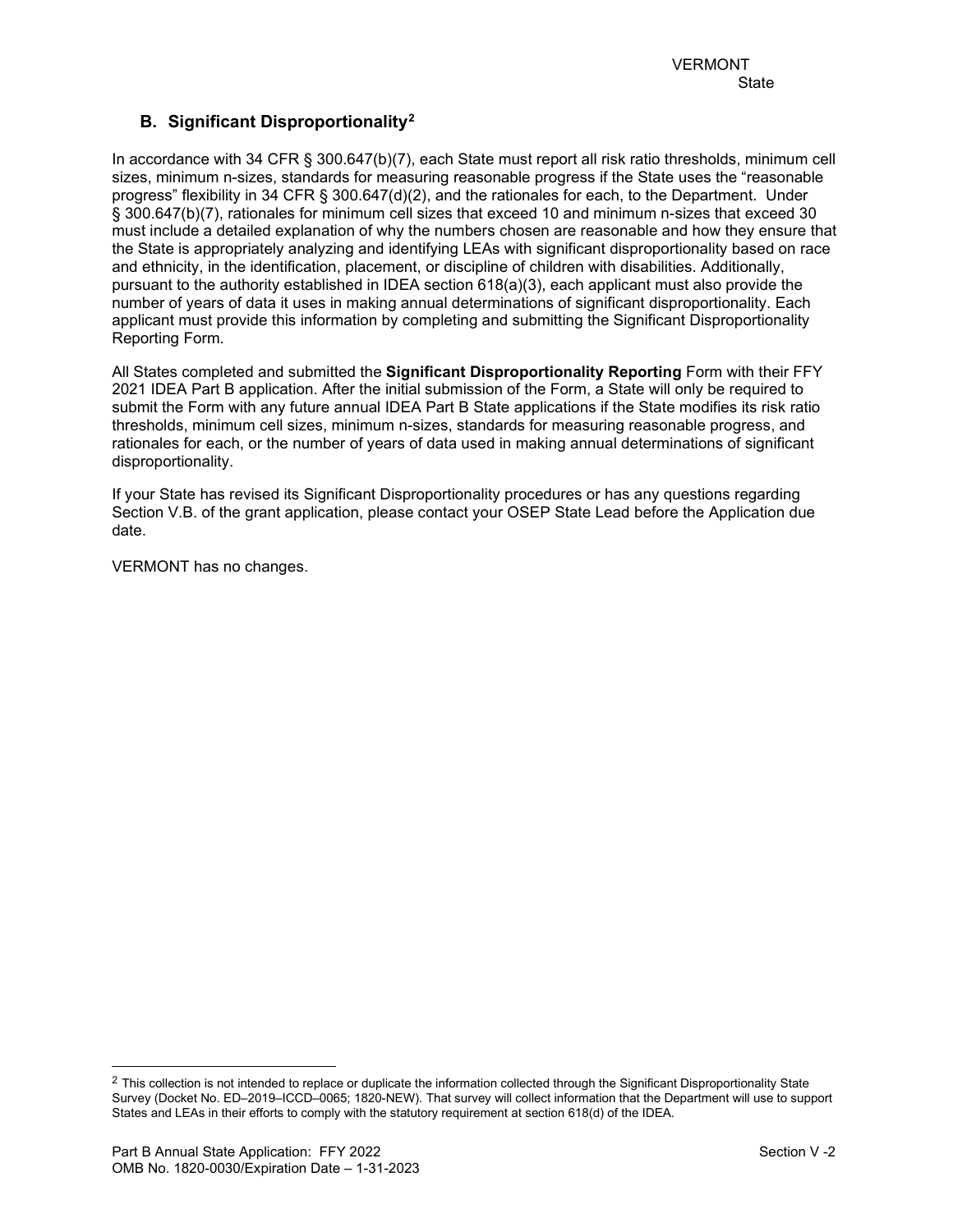## B. Significant Disproportionality[2]

In accordance with 34 CFR § 300.647(b)(7), each State must report all risk ratio thresholds, minimum cell sizes, minimum n-sizes, standards for measuring reasonable progress if the State uses the "reasonable progress" flexibility in 34 CFR § 300.647(d)(2), and the rationales for each, to the Department. Under § 300.647(b)(7), rationales for minimum cell sizes that exceed 10 and minimum n-sizes that exceed 30 must include a detailed explanation of why the numbers chosen are reasonable and how they ensure that the State is appropriately analyzing and identifying LEAs with significant disproportionality based on race and ethnicity, in the identification, placement, or discipline of children with disabilities. Additionally, pursuant to the authority established in IDEA section 618(a)(3), each applicant must also provide the number of years of data it uses in making annual determinations of significant disproportionality. Each applicant must provide this information by completing and submitting the Significant Disproportionality Reporting Form.

All States completed and submitted the **Significant Disproportionality Reporting** Form with their FFY 2021 IDEA Part B application. After the initial submission of the Form, a State will only be required to submit the Form with any future annual IDEA Part B State applications if the State modifies its risk ratio thresholds, minimum cell sizes, minimum n-sizes, standards for measuring reasonable progress, and rationales for each, or the number of years of data used in making annual determinations of significant disproportionality.

If your State has revised its Significant Disproportionality procedures or has any questions regarding Section V.B. of the grant application, please contact your OSEP State Lead before the Application due date.

VERMONT has no changes.

[2] This collection is not intended to replace or duplicate the information collected through the Significant Disproportionality State Survey (Docket No. ED–2019–ICCD–0065; 1820-NEW). That survey will collect information that the Department will use to support States and LEAs in their efforts to comply with the statutory requirement at section 618(d) of the IDEA.